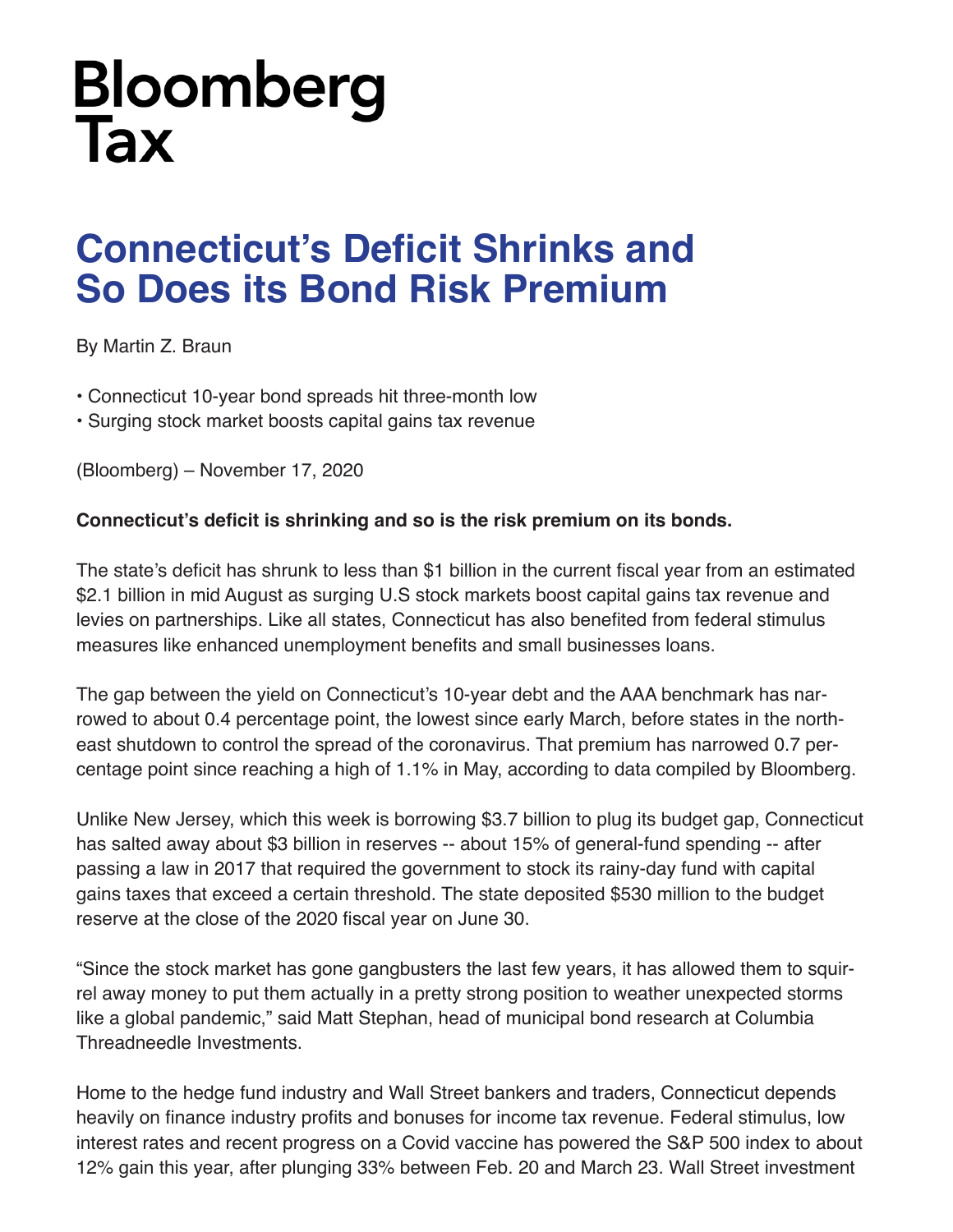Bloomberg
Tax

# Connecticut's Deficit Shrinks and So Does its Bond Risk Premium

By Martin Z. Braun

- Connecticut 10-year bond spreads hit three-month low
- Surging stock market boosts capital gains tax revenue

(Bloomberg) – November 17, 2020

**Connecticut's deficit is shrinking and so is the risk premium on its bonds.**

The state's deficit has shrunk to less than $1 billion in the current fiscal year from an estimated $2.1 billion in mid August as surging U.S stock markets boost capital gains tax revenue and levies on partnerships. Like all states, Connecticut has also benefited from federal stimulus measures like enhanced unemployment benefits and small businesses loans.

The gap between the yield on Connecticut's 10-year debt and the AAA benchmark has narrowed to about 0.4 percentage point, the lowest since early March, before states in the northeast shutdown to control the spread of the coronavirus. That premium has narrowed 0.7 percentage point since reaching a high of 1.1% in May, according to data compiled by Bloomberg.

Unlike New Jersey, which this week is borrowing $3.7 billion to plug its budget gap, Connecticut has salted away about $3 billion in reserves -- about 15% of general-fund spending -- after passing a law in 2017 that required the government to stock its rainy-day fund with capital gains taxes that exceed a certain threshold. The state deposited $530 million to the budget reserve at the close of the 2020 fiscal year on June 30.

"Since the stock market has gone gangbusters the last few years, it has allowed them to squirrel away money to put them actually in a pretty strong position to weather unexpected storms like a global pandemic," said Matt Stephan, head of municipal bond research at Columbia Threadneedle Investments.

Home to the hedge fund industry and Wall Street bankers and traders, Connecticut depends heavily on finance industry profits and bonuses for income tax revenue. Federal stimulus, low interest rates and recent progress on a Covid vaccine has powered the S&P 500 index to about 12% gain this year, after plunging 33% between Feb. 20 and March 23. Wall Street investment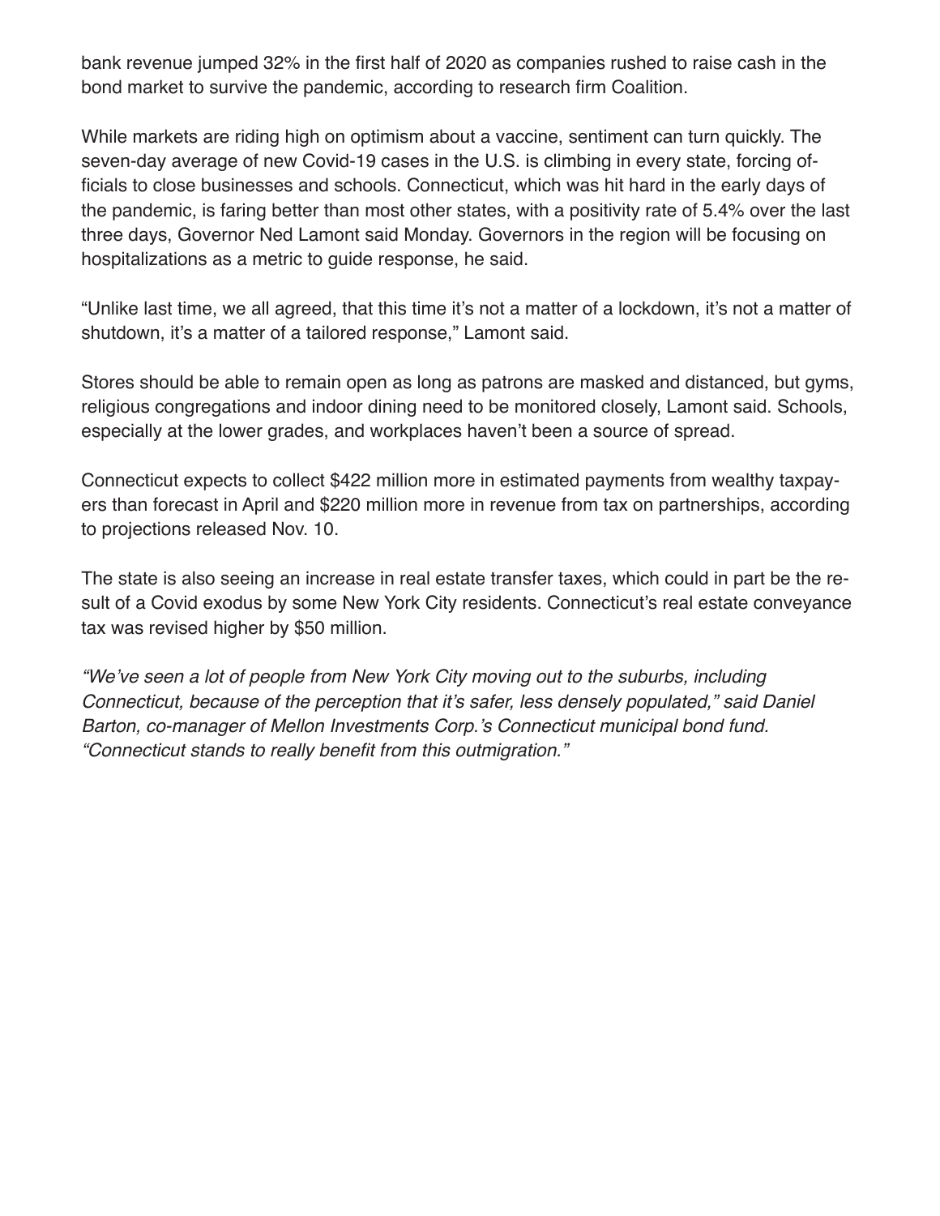bank revenue jumped 32% in the first half of 2020 as companies rushed to raise cash in the bond market to survive the pandemic, according to research firm Coalition.

While markets are riding high on optimism about a vaccine, sentiment can turn quickly. The seven-day average of new Covid-19 cases in the U.S. is climbing in every state, forcing officials to close businesses and schools. Connecticut, which was hit hard in the early days of the pandemic, is faring better than most other states, with a positivity rate of 5.4% over the last three days, Governor Ned Lamont said Monday. Governors in the region will be focusing on hospitalizations as a metric to guide response, he said.

"Unlike last time, we all agreed, that this time it's not a matter of a lockdown, it's not a matter of shutdown, it's a matter of a tailored response," Lamont said.

Stores should be able to remain open as long as patrons are masked and distanced, but gyms, religious congregations and indoor dining need to be monitored closely, Lamont said. Schools, especially at the lower grades, and workplaces haven't been a source of spread.

Connecticut expects to collect $422 million more in estimated payments from wealthy taxpayers than forecast in April and $220 million more in revenue from tax on partnerships, according to projections released Nov. 10.

The state is also seeing an increase in real estate transfer taxes, which could in part be the result of a Covid exodus by some New York City residents. Connecticut's real estate conveyance tax was revised higher by $50 million.

*"We've seen a lot of people from New York City moving out to the suburbs, including Connecticut, because of the perception that it's safer, less densely populated," said Daniel Barton, co-manager of Mellon Investments Corp.'s Connecticut municipal bond fund. "Connecticut stands to really benefit from this outmigration."*